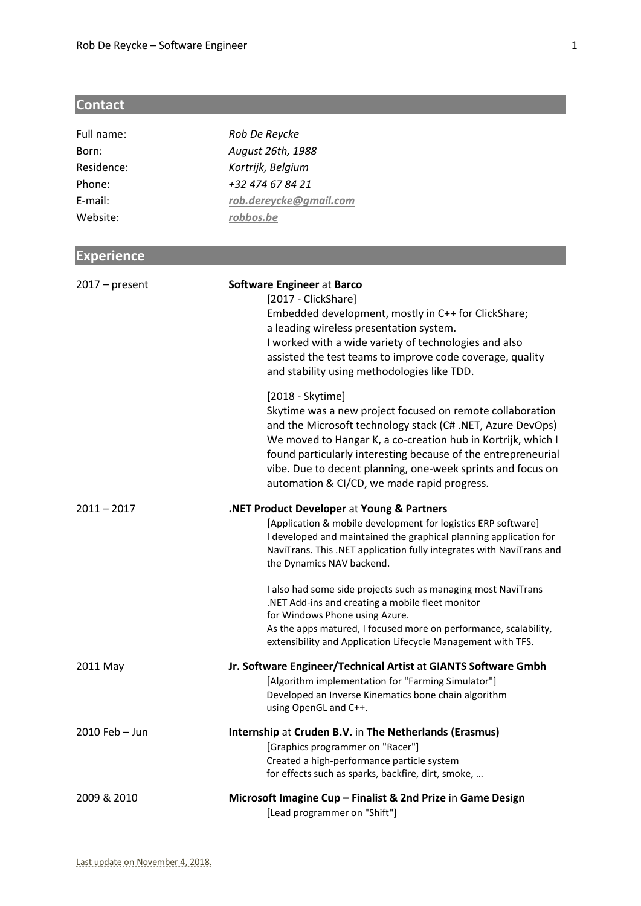## Contact

| | |
|---|---|
| Full name: | *Rob De Reycke* |
| Born: | *August 26th, 1988* |
| Residence: | *Kortrijk, Belgium* |
| Phone: | *+32 474 67 84 21* |
| E-mail: | ***rob.dereycke@gmail.com*** |
| Website: | ***robbos.be*** |

## Experience

**2017 – present**

**Software Engineer** at **Barco**

[2017 - ClickShare]
Embedded development, mostly in C++ for ClickShare; a leading wireless presentation system.
I worked with a wide variety of technologies and also assisted the test teams to improve code coverage, quality and stability using methodologies like TDD.

[2018 - Skytime]
Skytime was a new project focused on remote collaboration and the Microsoft technology stack (C# .NET, Azure DevOps)
We moved to Hangar K, a co-creation hub in Kortrijk, which I found particularly interesting because of the entrepreneurial vibe. Due to decent planning, one-week sprints and focus on automation & CI/CD, we made rapid progress.

**2011 – 2017**

**.NET Product Developer** at **Young & Partners**

[Application & mobile development for logistics ERP software]
I developed and maintained the graphical planning application for NaviTrans. This .NET application fully integrates with NaviTrans and the Dynamics NAV backend.

I also had some side projects such as managing most NaviTrans .NET Add-ins and creating a mobile fleet monitor for Windows Phone using Azure.
As the apps matured, I focused more on performance, scalability, extensibility and Application Lifecycle Management with TFS.

**2011 May**

**Jr. Software Engineer/Technical Artist** at **GIANTS Software Gmbh**

[Algorithm implementation for "Farming Simulator"]
Developed an Inverse Kinematics bone chain algorithm using OpenGL and C++.

**2010 Feb – Jun**

**Internship** at **Cruden B.V.** in **The Netherlands (Erasmus)**

[Graphics programmer on "Racer"]
Created a high-performance particle system for effects such as sparks, backfire, dirt, smoke, …

**2009 & 2010**

**Microsoft Imagine Cup – Finalist & 2nd Prize** in **Game Design**

[Lead programmer on "Shift"]

Last update on November 4, 2018.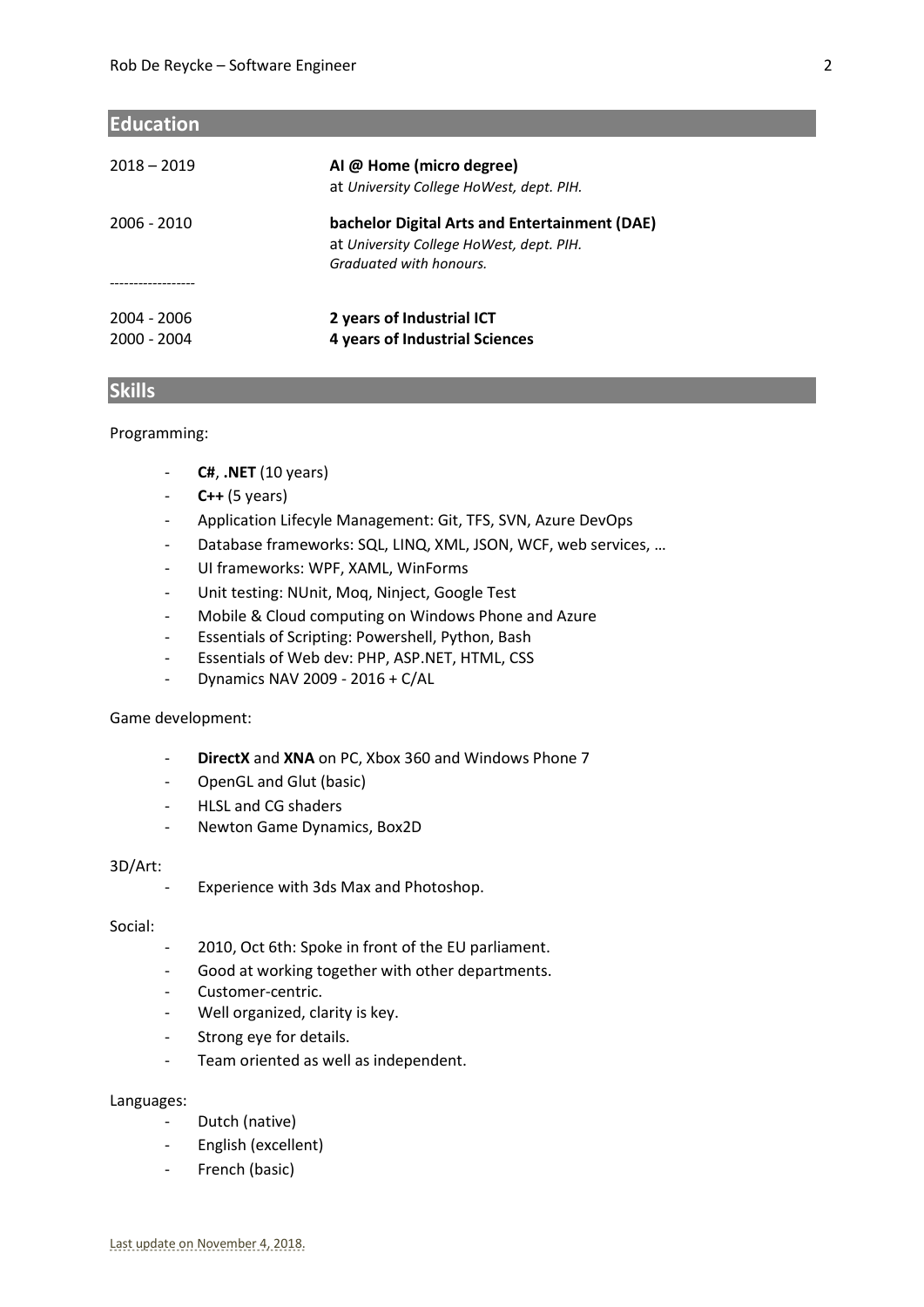## Education

| | |
|---|---|
| 2018 – 2019 | **AI @ Home (micro degree)**<br>at *University College HoWest, dept. PIH.* |
| 2006 - 2010 | **bachelor Digital Arts and Entertainment (DAE)**<br>at *University College HoWest, dept. PIH.*<br>*Graduated with honours.* |
| ------------------ | |
| 2004 - 2006 | **2 years of Industrial ICT** |
| 2000 - 2004 | **4 years of Industrial Sciences** |

## Skills

Programming:

- **C#**, **.NET** (10 years)
- **C++** (5 years)
- Application Lifecyle Management: Git, TFS, SVN, Azure DevOps
- Database frameworks: SQL, LINQ, XML, JSON, WCF, web services, …
- UI frameworks: WPF, XAML, WinForms
- Unit testing: NUnit, Moq, Ninject, Google Test
- Mobile & Cloud computing on Windows Phone and Azure
- Essentials of Scripting: Powershell, Python, Bash
- Essentials of Web dev: PHP, ASP.NET, HTML, CSS
- Dynamics NAV 2009 - 2016 + C/AL

Game development:

- **DirectX** and **XNA** on PC, Xbox 360 and Windows Phone 7
- OpenGL and Glut (basic)
- HLSL and CG shaders
- Newton Game Dynamics, Box2D

3D/Art:

- Experience with 3ds Max and Photoshop.

Social:

- 2010, Oct 6th: Spoke in front of the EU parliament.
- Good at working together with other departments.
- Customer-centric.
- Well organized, clarity is key.
- Strong eye for details.
- Team oriented as well as independent.

Languages:

- Dutch (native)
- English (excellent)
- French (basic)

Last update on November 4, 2018.